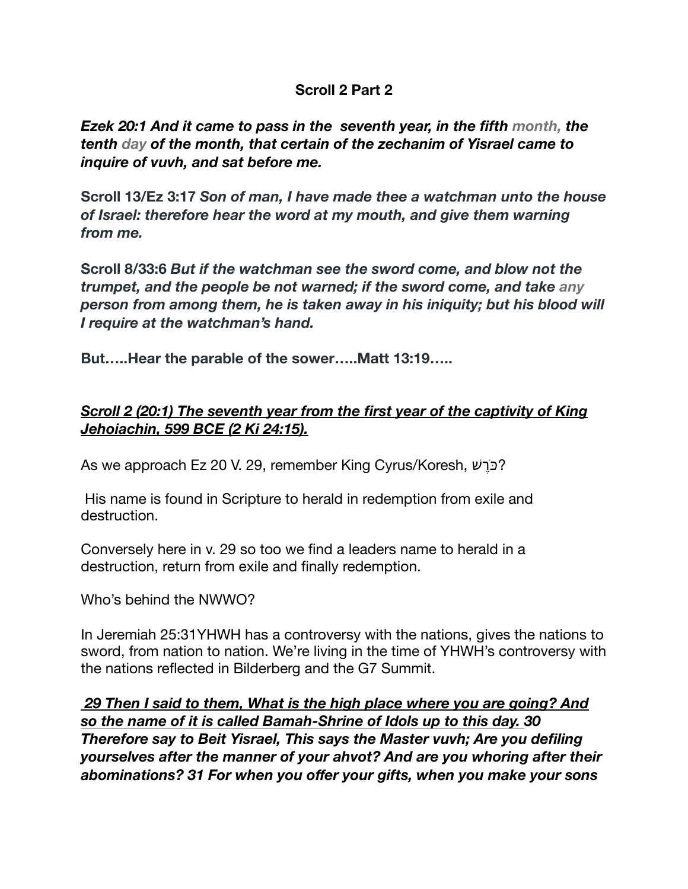**Scroll 2 Part 2**

***Ezek 20:1 And it came to pass in the seventh year, in the fifth month, the tenth day of the month, that certain of the zechanim of Yisrael came to inquire of vuvh, and sat before me.***

**Scroll 13/Ez 3:17** ***Son of man, I have made thee a watchman unto the house of Israel: therefore hear the word at my mouth, and give them warning from me.***

**Scroll 8/33:6** ***But if the watchman see the sword come, and blow not the trumpet, and the people be not warned; if the sword come, and take any person from among them, he is taken away in his iniquity; but his blood will I require at the watchman's hand.***

**But…..Hear the parable of the sower…..Matt 13:19…..**

***<u>Scroll 2 (20:1) The seventh year from the first year of the captivity of King Jehoiachin, 599 BCE (2 Ki 24:15).</u>***

As we approach Ez 20 V. 29, remember King Cyrus/Koresh, כֹּרֶשׁ?

His name is found in Scripture to herald in redemption from exile and destruction.

Conversely here in v. 29 so too we find a leaders name to herald in a destruction, return from exile and finally redemption.

Who's behind the NWWO?

In Jeremiah 25:31YHWH has a controversy with the nations, gives the nations to sword, from nation to nation. We're living in the time of YHWH's controversy with the nations reflected in Bilderberg and the G7 Summit.

***<u>29 Then I said to them, What is the high place where you are going? And so the name of it is called Bamah-Shrine of Idols up to this day.</u> 30 Therefore say to Beit Yisrael, This says the Master vuvh; Are you defiling yourselves after the manner of your ahvot? And are you whoring after their abominations? 31 For when you offer your gifts, when you make your sons***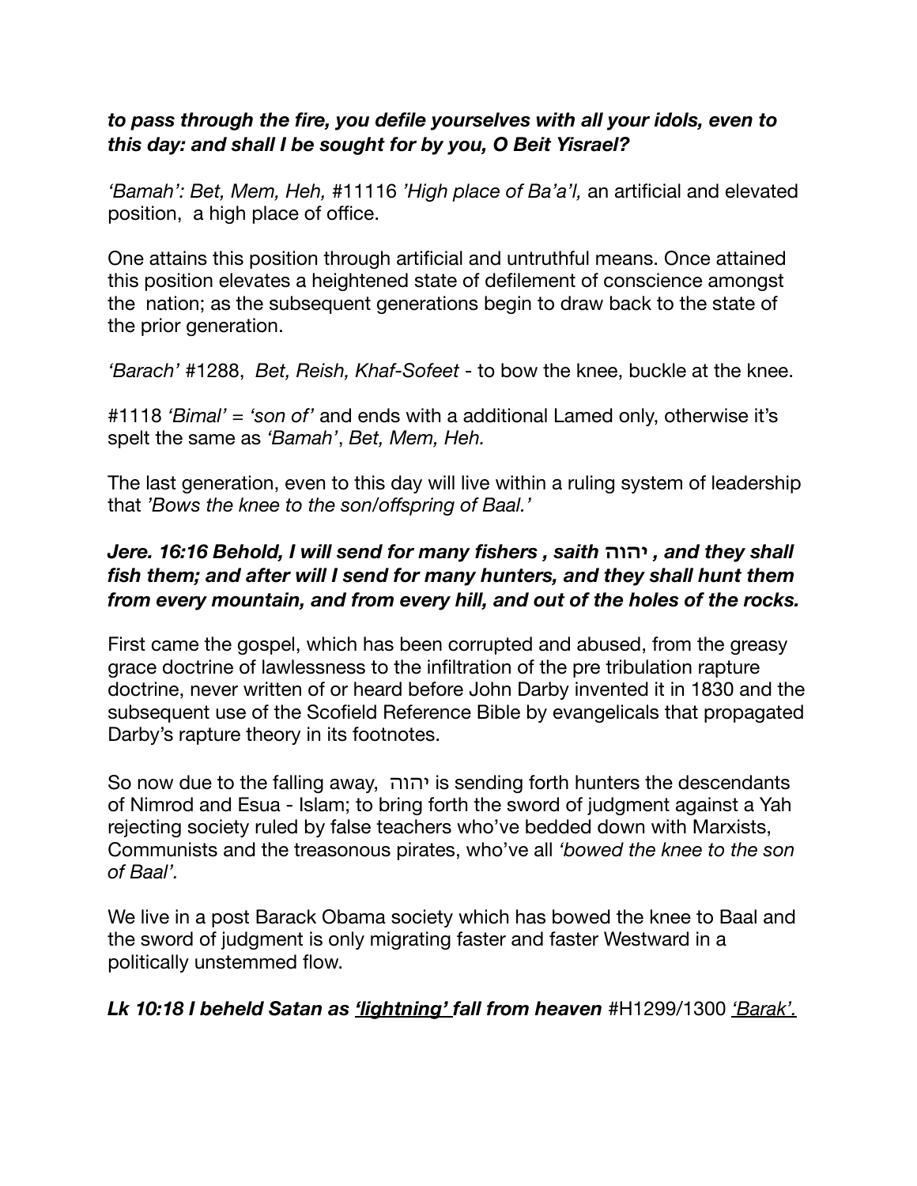***to pass through the fire, you defile yourselves with all your idols, even to this day: and shall I be sought for by you, O Beit Yisrael?***

*'Bamah': Bet, Mem, Heh,* #11116 *'High place of Ba'a'l,* an artificial and elevated position, a high place of office.

One attains this position through artificial and untruthful means. Once attained this position elevates a heightened state of defilement of conscience amongst the nation; as the subsequent generations begin to draw back to the state of the prior generation.

*'Barach'* #1288, *Bet, Reish, Khaf-Sofeet* - to bow the knee, buckle at the knee.

#1118 *'Bimal' = 'son of'* and ends with a additional Lamed only, otherwise it's spelt the same as *'Bamah'*, *Bet, Mem, Heh.*

The last generation, even to this day will live within a ruling system of leadership that *'Bows the knee to the son/offspring of Baal.'*

***Jere. 16:16 Behold, I will send for many fishers , saith יהוה , and they shall fish them; and after will I send for many hunters, and they shall hunt them from every mountain, and from every hill, and out of the holes of the rocks.***

First came the gospel, which has been corrupted and abused, from the greasy grace doctrine of lawlessness to the infiltration of the pre tribulation rapture doctrine, never written of or heard before John Darby invented it in 1830 and the subsequent use of the Scofield Reference Bible by evangelicals that propagated Darby's rapture theory in its footnotes.

So now due to the falling away, יהוה is sending forth hunters the descendants of Nimrod and Esua - Islam; to bring forth the sword of judgment against a Yah rejecting society ruled by false teachers who've bedded down with Marxists, Communists and the treasonous pirates, who've all *'bowed the knee to the son of Baal'.*

We live in a post Barack Obama society which has bowed the knee to Baal and the sword of judgment is only migrating faster and faster Westward in a politically unstemmed flow.

***Lk 10:18 I beheld Satan as <u>'lightning'</u> fall from heaven*** #H1299/1300 <u>*'Barak'.*</u>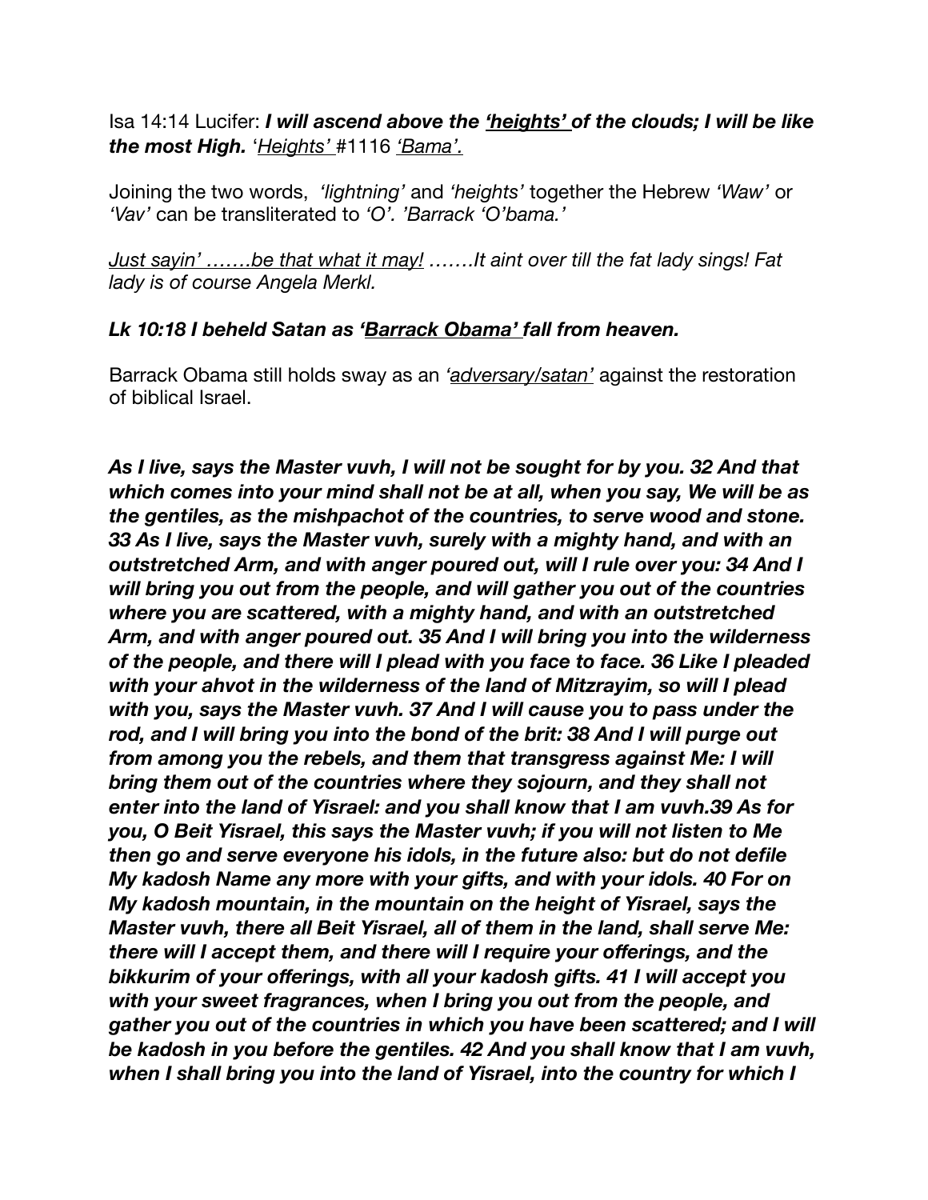Isa 14:14 Lucifer: ***I will ascend above the <u>'heights'</u> of the clouds; I will be like the most High.*** '<u>*Heights'*</u> #1116 <u>*'Bama'.*</u>

Joining the two words, *'lightning'* and *'heights'* together the Hebrew *'Waw'* or *'Vav'* can be transliterated to *'O'. 'Barrack 'O'bama.'*

<u>*Just sayin' …….be that what it may!*</u> *…….It aint over till the fat lady sings! Fat lady is of course Angela Merkl.*

***Lk 10:18 I beheld Satan as '<u>Barrack Obama'</u> fall from heaven.***

Barrack Obama still holds sway as an *<u>'adversary/satan'</u>* against the restoration of biblical Israel.

***As I live, says the Master vuvh, I will not be sought for by you. 32 And that which comes into your mind shall not be at all, when you say, We will be as the gentiles, as the mishpachot of the countries, to serve wood and stone. 33 As I live, says the Master vuvh, surely with a mighty hand, and with an outstretched Arm, and with anger poured out, will I rule over you: 34 And I will bring you out from the people, and will gather you out of the countries where you are scattered, with a mighty hand, and with an outstretched Arm, and with anger poured out. 35 And I will bring you into the wilderness of the people, and there will I plead with you face to face. 36 Like I pleaded with your ahvot in the wilderness of the land of Mitzrayim, so will I plead with you, says the Master vuvh. 37 And I will cause you to pass under the rod, and I will bring you into the bond of the brit: 38 And I will purge out from among you the rebels, and them that transgress against Me: I will bring them out of the countries where they sojourn, and they shall not enter into the land of Yisrael: and you shall know that I am vuvh.39 As for you, O Beit Yisrael, this says the Master vuvh; if you will not listen to Me then go and serve everyone his idols, in the future also: but do not defile My kadosh Name any more with your gifts, and with your idols. 40 For on My kadosh mountain, in the mountain on the height of Yisrael, says the Master vuvh, there all Beit Yisrael, all of them in the land, shall serve Me: there will I accept them, and there will I require your offerings, and the bikkurim of your offerings, with all your kadosh gifts. 41 I will accept you with your sweet fragrances, when I bring you out from the people, and gather you out of the countries in which you have been scattered; and I will be kadosh in you before the gentiles. 42 And you shall know that I am vuvh, when I shall bring you into the land of Yisrael, into the country for which I***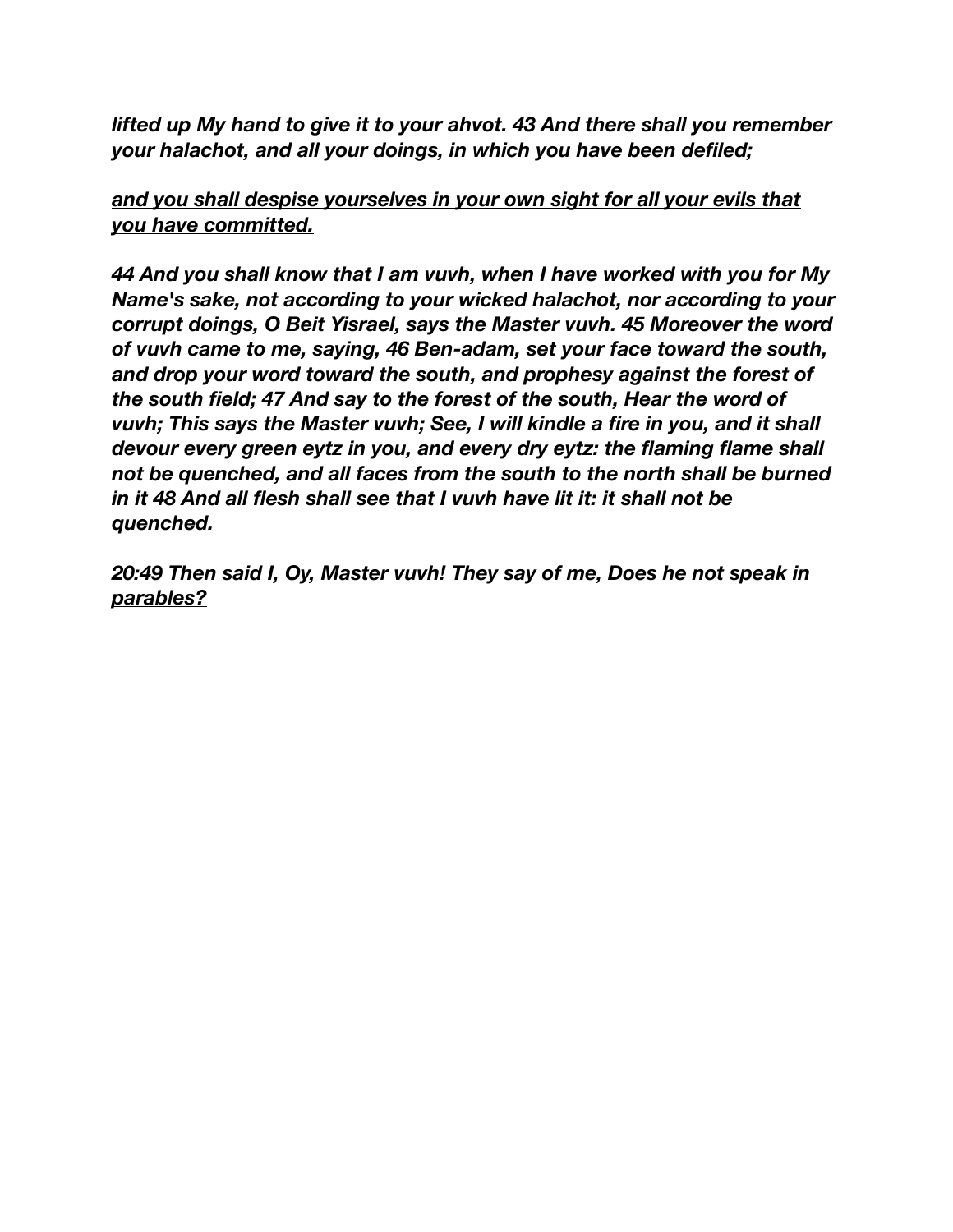***lifted up My hand to give it to your ahvot. 43 And there shall you remember your halachot, and all your doings, in which you have been defiled;***

<u>***and you shall despise yourselves in your own sight for all your evils that you have committed.***</u>

***44 And you shall know that I am vuvh, when I have worked with you for My Name's sake, not according to your wicked halachot, nor according to your corrupt doings, O Beit Yisrael, says the Master vuvh. 45 Moreover the word of vuvh came to me, saying, 46 Ben-adam, set your face toward the south, and drop your word toward the south, and prophesy against the forest of the south field; 47 And say to the forest of the south, Hear the word of vuvh; This says the Master vuvh; See, I will kindle a fire in you, and it shall devour every green eytz in you, and every dry eytz: the flaming flame shall not be quenched, and all faces from the south to the north shall be burned in it 48 And all flesh shall see that I vuvh have lit it: it shall not be quenched.***

<u>***20:49 Then said I, Oy, Master vuvh! They say of me, Does he not speak in parables?***</u>